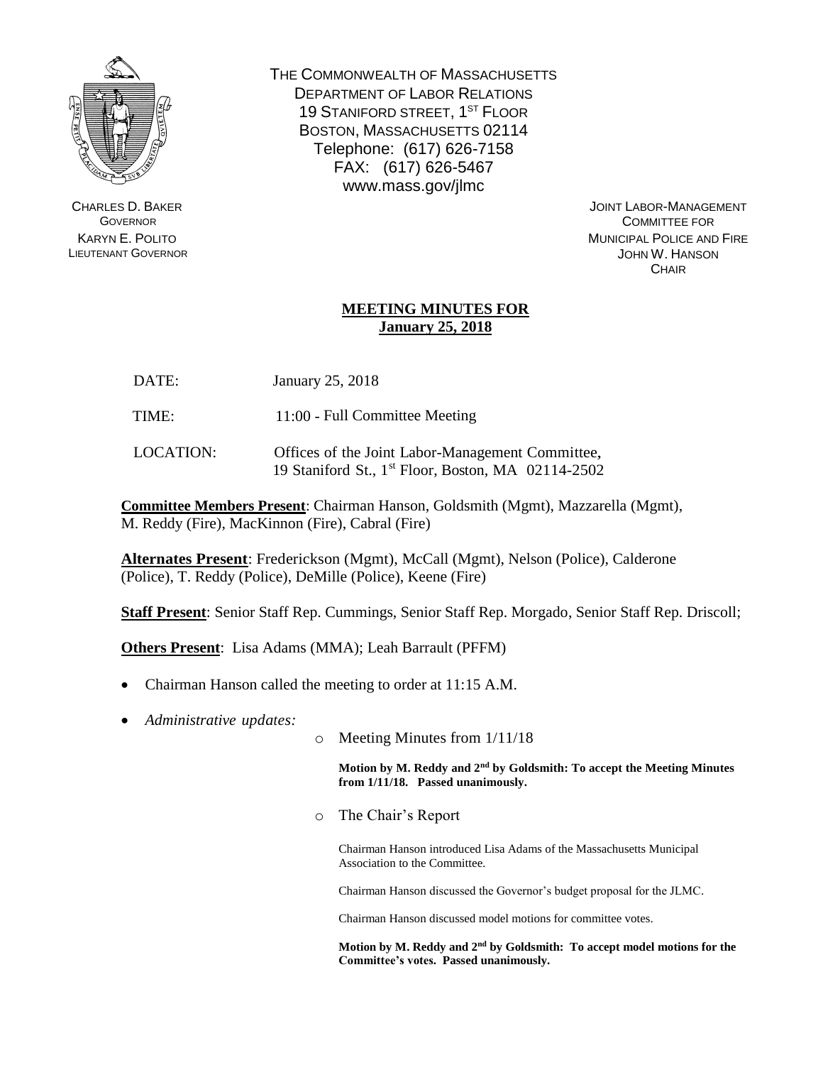THE COMMONWEALTH OF MASSACHUSETTS
DEPARTMENT OF LABOR RELATIONS
19 STANIFORD STREET, 1ST FLOOR
BOSTON, MASSACHUSETTS 02114
Telephone: (617) 626-7158
FAX: (617) 626-5467
www.mass.gov/jlmc

CHARLES D. BAKER
GOVERNOR
KARYN E. POLITO
LIEUTENANT GOVERNOR

JOINT LABOR-MANAGEMENT
COMMITTEE FOR
MUNICIPAL POLICE AND FIRE
JOHN W. HANSON
CHAIR

# MEETING MINUTES FOR January 25, 2018

DATE: January 25, 2018

TIME: 11:00 - Full Committee Meeting

LOCATION: Offices of the Joint Labor-Management Committee, 19 Staniford St., 1st Floor, Boston, MA 02114-2502

**Committee Members Present**: Chairman Hanson, Goldsmith (Mgmt), Mazzarella (Mgmt), M. Reddy (Fire), MacKinnon (Fire), Cabral (Fire)

**Alternates Present**: Frederickson (Mgmt), McCall (Mgmt), Nelson (Police), Calderone (Police), T. Reddy (Police), DeMille (Police), Keene (Fire)

**Staff Present**: Senior Staff Rep. Cummings, Senior Staff Rep. Morgado, Senior Staff Rep. Driscoll;

**Others Present**: Lisa Adams (MMA); Leah Barrault (PFFM)

- Chairman Hanson called the meeting to order at 11:15 A.M.
- *Administrative updates:*
  - Meeting Minutes from 1/11/18

    **Motion by M. Reddy and 2nd by Goldsmith: To accept the Meeting Minutes from 1/11/18. Passed unanimously.**

  - The Chair's Report

    Chairman Hanson introduced Lisa Adams of the Massachusetts Municipal Association to the Committee.

    Chairman Hanson discussed the Governor's budget proposal for the JLMC.

    Chairman Hanson discussed model motions for committee votes.

    **Motion by M. Reddy and 2nd by Goldsmith: To accept model motions for the Committee's votes. Passed unanimously.**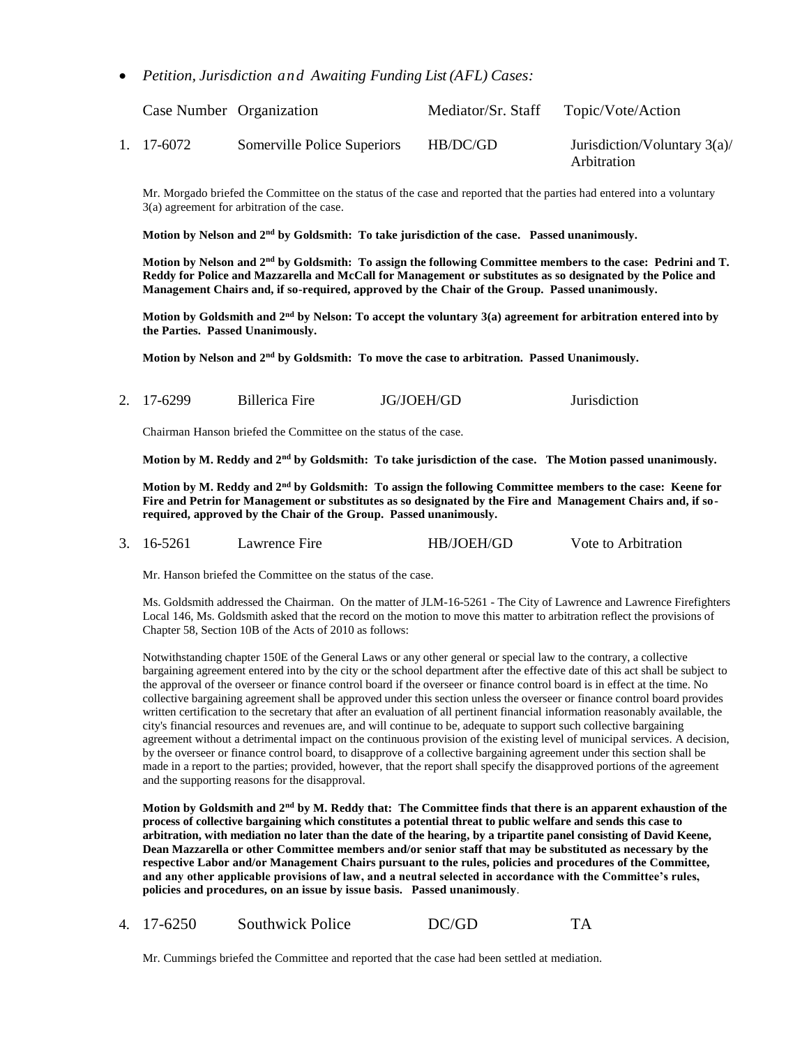- *Petition, Jurisdiction and Awaiting Funding List (AFL) Cases:*

| | Case Number | Organization | Mediator/Sr. Staff | Topic/Vote/Action |
|---|---|---|---|---|
| 1. | 17-6072 | Somerville Police Superiors | HB/DC/GD | Jurisdiction/Voluntary 3(a)/ Arbitration |

Mr. Morgado briefed the Committee on the status of the case and reported that the parties had entered into a voluntary 3(a) agreement for arbitration of the case.

**Motion by Nelson and 2nd by Goldsmith: To take jurisdiction of the case. Passed unanimously.**

**Motion by Nelson and 2nd by Goldsmith: To assign the following Committee members to the case: Pedrini and T. Reddy for Police and Mazzarella and McCall for Management or substitutes as so designated by the Police and Management Chairs and, if so-required, approved by the Chair of the Group. Passed unanimously.**

**Motion by Goldsmith and 2nd by Nelson: To accept the voluntary 3(a) agreement for arbitration entered into by the Parties. Passed Unanimously.**

**Motion by Nelson and 2nd by Goldsmith: To move the case to arbitration. Passed Unanimously.**

| | Case Number | Organization | Mediator/Sr. Staff | Topic/Vote/Action |
|---|---|---|---|---|
| 2. | 17-6299 | Billerica Fire | JG/JOEH/GD | Jurisdiction |

Chairman Hanson briefed the Committee on the status of the case.

**Motion by M. Reddy and 2nd by Goldsmith: To take jurisdiction of the case. The Motion passed unanimously.**

**Motion by M. Reddy and 2nd by Goldsmith: To assign the following Committee members to the case: Keene for Fire and Petrin for Management or substitutes as so designated by the Fire and Management Chairs and, if so-required, approved by the Chair of the Group. Passed unanimously.**

| | Case Number | Organization | Mediator/Sr. Staff | Topic/Vote/Action |
|---|---|---|---|---|
| 3. | 16-5261 | Lawrence Fire | HB/JOEH/GD | Vote to Arbitration |

Mr. Hanson briefed the Committee on the status of the case.

Ms. Goldsmith addressed the Chairman. On the matter of JLM-16-5261 - The City of Lawrence and Lawrence Firefighters Local 146, Ms. Goldsmith asked that the record on the motion to move this matter to arbitration reflect the provisions of Chapter 58, Section 10B of the Acts of 2010 as follows:

Notwithstanding chapter 150E of the General Laws or any other general or special law to the contrary, a collective bargaining agreement entered into by the city or the school department after the effective date of this act shall be subject to the approval of the overseer or finance control board if the overseer or finance control board is in effect at the time. No collective bargaining agreement shall be approved under this section unless the overseer or finance control board provides written certification to the secretary that after an evaluation of all pertinent financial information reasonably available, the city's financial resources and revenues are, and will continue to be, adequate to support such collective bargaining agreement without a detrimental impact on the continuous provision of the existing level of municipal services. A decision, by the overseer or finance control board, to disapprove of a collective bargaining agreement under this section shall be made in a report to the parties; provided, however, that the report shall specify the disapproved portions of the agreement and the supporting reasons for the disapproval.

**Motion by Goldsmith and 2nd by M. Reddy that: The Committee finds that there is an apparent exhaustion of the process of collective bargaining which constitutes a potential threat to public welfare and sends this case to arbitration, with mediation no later than the date of the hearing, by a tripartite panel consisting of David Keene, Dean Mazzarella or other Committee members and/or senior staff that may be substituted as necessary by the respective Labor and/or Management Chairs pursuant to the rules, policies and procedures of the Committee, and any other applicable provisions of law, and a neutral selected in accordance with the Committee's rules, policies and procedures, on an issue by issue basis. Passed unanimously**.

| | Case Number | Organization | Mediator/Sr. Staff | Topic/Vote/Action |
|---|---|---|---|---|
| 4. | 17-6250 | Southwick Police | DC/GD | TA |

Mr. Cummings briefed the Committee and reported that the case had been settled at mediation.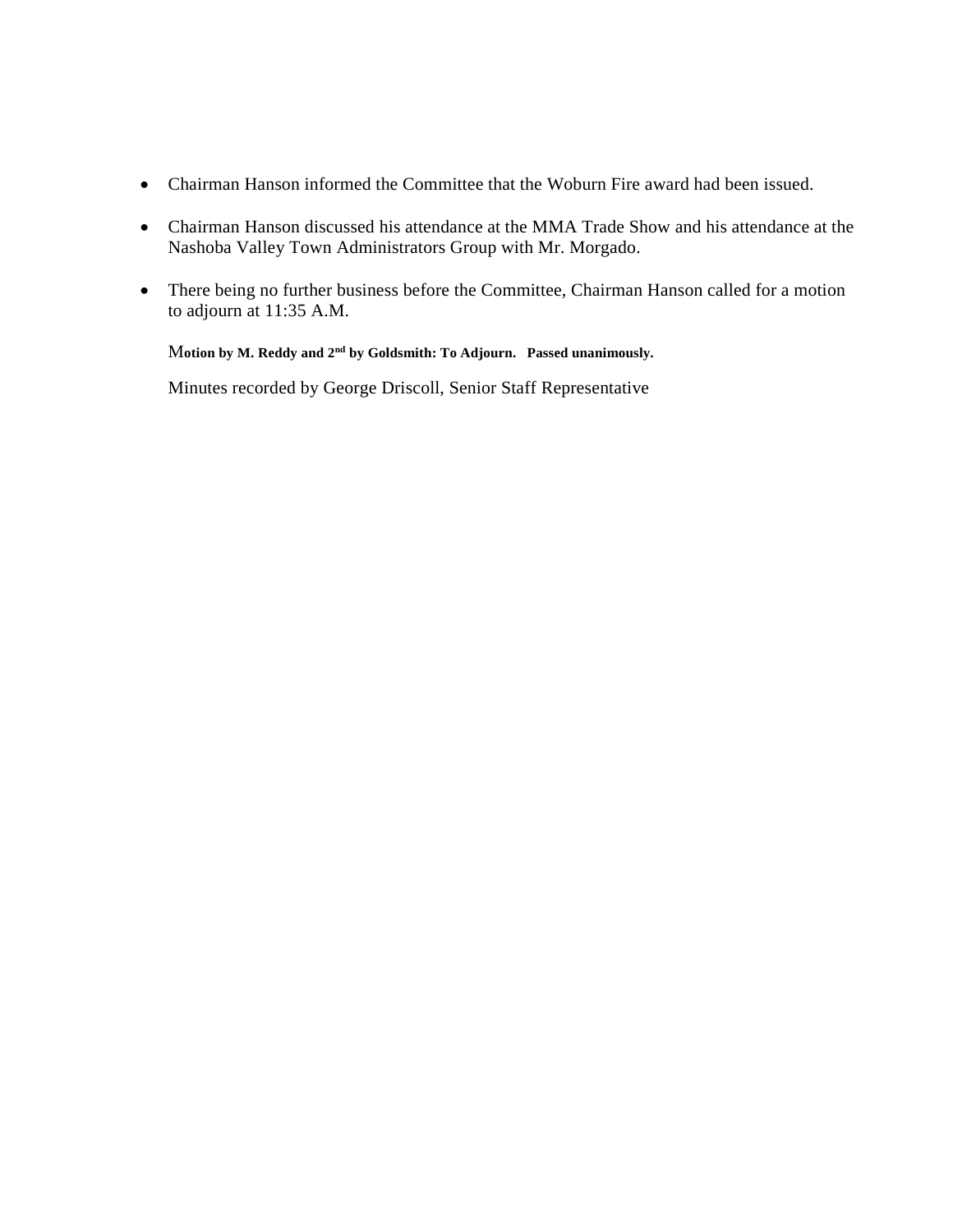- Chairman Hanson informed the Committee that the Woburn Fire award had been issued.

- Chairman Hanson discussed his attendance at the MMA Trade Show and his attendance at the Nashoba Valley Town Administrators Group with Mr. Morgado.

- There being no further business before the Committee, Chairman Hanson called for a motion to adjourn at 11:35 A.M.

  **Motion by M. Reddy and 2nd by Goldsmith: To Adjourn. Passed unanimously.**

  Minutes recorded by George Driscoll, Senior Staff Representative